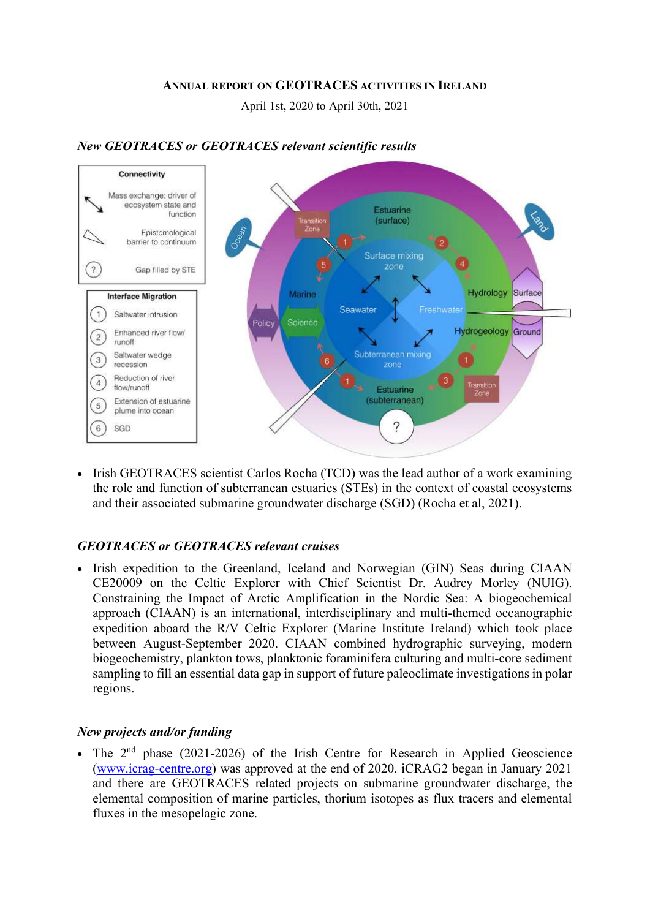# ANNUAL REPORT ON GEOTRACES ACTIVITIES IN IRELAND

April 1st, 2020 to April 30th, 2021

### *New GEOTRACES or GEOTRACES relevant scientific results*

- Irish GEOTRACES scientist Carlos Rocha (TCD) was the lead author of a work examining the role and function of subterranean estuaries (STEs) in the context of coastal ecosystems and their associated submarine groundwater discharge (SGD) (Rocha et al, 2021).

### *GEOTRACES or GEOTRACES relevant cruises*

- Irish expedition to the Greenland, Iceland and Norwegian (GIN) Seas during CIAAN CE20009 on the Celtic Explorer with Chief Scientist Dr. Audrey Morley (NUIG). Constraining the Impact of Arctic Amplification in the Nordic Sea: A biogeochemical approach (CIAAN) is an international, interdisciplinary and multi-themed oceanographic expedition aboard the R/V Celtic Explorer (Marine Institute Ireland) which took place between August-September 2020. CIAAN combined hydrographic surveying, modern biogeochemistry, plankton tows, planktonic foraminifera culturing and multi-core sediment sampling to fill an essential data gap in support of future paleoclimate investigations in polar regions.

### *New projects and/or funding*

- The 2nd phase (2021-2026) of the Irish Centre for Research in Applied Geoscience (www.icrag-centre.org) was approved at the end of 2020. iCRAG2 began in January 2021 and there are GEOTRACES related projects on submarine groundwater discharge, the elemental composition of marine particles, thorium isotopes as flux tracers and elemental fluxes in the mesopelagic zone.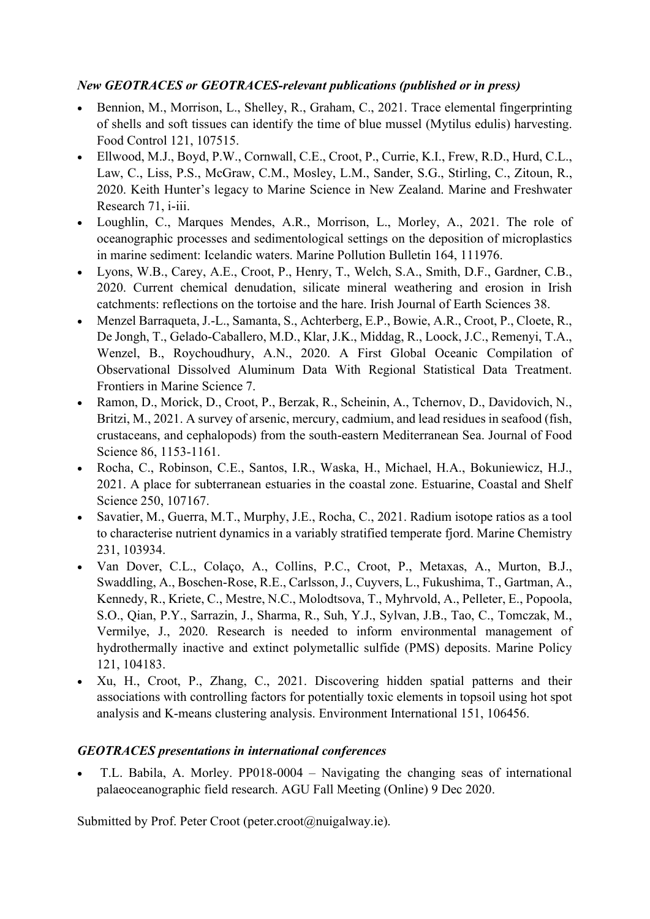### *New GEOTRACES or GEOTRACES-relevant publications (published or in press)*

- Bennion, M., Morrison, L., Shelley, R., Graham, C., 2021. Trace elemental fingerprinting of shells and soft tissues can identify the time of blue mussel (Mytilus edulis) harvesting. Food Control 121, 107515.
- Ellwood, M.J., Boyd, P.W., Cornwall, C.E., Croot, P., Currie, K.I., Frew, R.D., Hurd, C.L., Law, C., Liss, P.S., McGraw, C.M., Mosley, L.M., Sander, S.G., Stirling, C., Zitoun, R., 2020. Keith Hunter's legacy to Marine Science in New Zealand. Marine and Freshwater Research 71, i-iii.
- Loughlin, C., Marques Mendes, A.R., Morrison, L., Morley, A., 2021. The role of oceanographic processes and sedimentological settings on the deposition of microplastics in marine sediment: Icelandic waters. Marine Pollution Bulletin 164, 111976.
- Lyons, W.B., Carey, A.E., Croot, P., Henry, T., Welch, S.A., Smith, D.F., Gardner, C.B., 2020. Current chemical denudation, silicate mineral weathering and erosion in Irish catchments: reflections on the tortoise and the hare. Irish Journal of Earth Sciences 38.
- Menzel Barraqueta, J.-L., Samanta, S., Achterberg, E.P., Bowie, A.R., Croot, P., Cloete, R., De Jongh, T., Gelado-Caballero, M.D., Klar, J.K., Middag, R., Loock, J.C., Remenyi, T.A., Wenzel, B., Roychoudhury, A.N., 2020. A First Global Oceanic Compilation of Observational Dissolved Aluminum Data With Regional Statistical Data Treatment. Frontiers in Marine Science 7.
- Ramon, D., Morick, D., Croot, P., Berzak, R., Scheinin, A., Tchernov, D., Davidovich, N., Britzi, M., 2021. A survey of arsenic, mercury, cadmium, and lead residues in seafood (fish, crustaceans, and cephalopods) from the south-eastern Mediterranean Sea. Journal of Food Science 86, 1153-1161.
- Rocha, C., Robinson, C.E., Santos, I.R., Waska, H., Michael, H.A., Bokuniewicz, H.J., 2021. A place for subterranean estuaries in the coastal zone. Estuarine, Coastal and Shelf Science 250, 107167.
- Savatier, M., Guerra, M.T., Murphy, J.E., Rocha, C., 2021. Radium isotope ratios as a tool to characterise nutrient dynamics in a variably stratified temperate fjord. Marine Chemistry 231, 103934.
- Van Dover, C.L., Colaço, A., Collins, P.C., Croot, P., Metaxas, A., Murton, B.J., Swaddling, A., Boschen-Rose, R.E., Carlsson, J., Cuyvers, L., Fukushima, T., Gartman, A., Kennedy, R., Kriete, C., Mestre, N.C., Molodtsova, T., Myhrvold, A., Pelleter, E., Popoola, S.O., Qian, P.Y., Sarrazin, J., Sharma, R., Suh, Y.J., Sylvan, J.B., Tao, C., Tomczak, M., Vermilye, J., 2020. Research is needed to inform environmental management of hydrothermally inactive and extinct polymetallic sulfide (PMS) deposits. Marine Policy 121, 104183.
- Xu, H., Croot, P., Zhang, C., 2021. Discovering hidden spatial patterns and their associations with controlling factors for potentially toxic elements in topsoil using hot spot analysis and K-means clustering analysis. Environment International 151, 106456.

### *GEOTRACES presentations in international conferences*

- T.L. Babila, A. Morley. PP018-0004 – Navigating the changing seas of international palaeoceanographic field research. AGU Fall Meeting (Online) 9 Dec 2020.

Submitted by Prof. Peter Croot (peter.croot@nuigalway.ie).